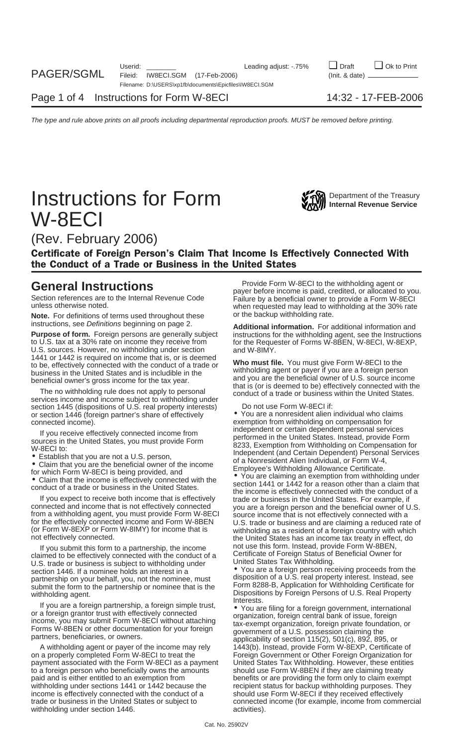# Instructions for Form W-8ECI

Department of the Treasury
Internal Revenue Service

(Rev. February 2006)

## Certificate of Foreign Person's Claim That Income Is Effectively Connected With the Conduct of a Trade or Business in the United States

## General Instructions

Section references are to the Internal Revenue Code unless otherwise noted.

**Note.** For definitions of terms used throughout these instructions, see *Definitions* beginning on page 2.

**Purpose of form.** Foreign persons are generally subject to U.S. tax at a 30% rate on income they receive from U.S. sources. However, no withholding under section 1441 or 1442 is required on income that is, or is deemed to be, effectively connected with the conduct of a trade or business in the United States and is includible in the beneficial owner's gross income for the tax year.

The no withholding rule does not apply to personal services income and income subject to withholding under section 1445 (dispositions of U.S. real property interests) or section 1446 (foreign partner's share of effectively connected income).

If you receive effectively connected income from sources in the United States, you must provide Form W-8ECI to:

- Establish that you are not a U.S. person,
- Claim that you are the beneficial owner of the income for which Form W-8ECI is being provided, and
- Claim that the income is effectively connected with the conduct of a trade or business in the United States.

If you expect to receive both income that is effectively connected and income that is not effectively connected from a withholding agent, you must provide Form W-8ECI for the effectively connected income and Form W-8BEN (or Form W-8EXP or Form W-8IMY) for income that is not effectively connected.

If you submit this form to a partnership, the income claimed to be effectively connected with the conduct of a U.S. trade or business is subject to withholding under section 1446. If a nominee holds an interest in a partnership on your behalf, you, not the nominee, must submit the form to the partnership or nominee that is the withholding agent.

If you are a foreign partnership, a foreign simple trust, or a foreign grantor trust with effectively connected income, you may submit Form W-8ECI without attaching Forms W-8BEN or other documentation for your foreign partners, beneficiaries, or owners.

A withholding agent or payer of the income may rely on a properly completed Form W-8ECI to treat the payment associated with the Form W-8ECI as a payment to a foreign person who beneficially owns the amounts paid and is either entitled to an exemption from withholding under sections 1441 or 1442 because the income is effectively connected with the conduct of a trade or business in the United States or subject to withholding under section 1446.

Provide Form W-8ECI to the withholding agent or payer before income is paid, credited, or allocated to you. Failure by a beneficial owner to provide a Form W-8ECI when requested may lead to withholding at the 30% rate or the backup withholding rate.

**Additional information.** For additional information and instructions for the withholding agent, see the Instructions for the Requester of Forms W-8BEN, W-8ECI, W-8EXP, and W-8IMY.

**Who must file.** You must give Form W-8ECI to the withholding agent or payer if you are a foreign person and you are the beneficial owner of U.S. source income that is (or is deemed to be) effectively connected with the conduct of a trade or business within the United States.

Do not use Form W-8ECI if:

- You are a nonresident alien individual who claims exemption from withholding on compensation for independent or certain dependent personal services performed in the United States. Instead, provide Form 8233, Exemption from Withholding on Compensation for Independent (and Certain Dependent) Personal Services of a Nonresident Alien Individual, or Form W-4, Employee's Withholding Allowance Certificate.
- You are claiming an exemption from withholding under section 1441 or 1442 for a reason other than a claim that the income is effectively connected with the conduct of a trade or business in the United States. For example, if you are a foreign person and the beneficial owner of U.S. source income that is not effectively connected with a U.S. trade or business and are claiming a reduced rate of withholding as a resident of a foreign country with which the United States has an income tax treaty in effect, do not use this form. Instead, provide Form W-8BEN, Certificate of Foreign Status of Beneficial Owner for United States Tax Withholding.
- You are a foreign person receiving proceeds from the disposition of a U.S. real property interest. Instead, see Form 8288-B, Application for Withholding Certificate for Dispositions by Foreign Persons of U.S. Real Property Interests.
- You are filing for a foreign government, international organization, foreign central bank of issue, foreign tax-exempt organization, foreign private foundation, or government of a U.S. possession claiming the applicability of section 115(2), 501(c), 892, 895, or 1443(b). Instead, provide Form W-8EXP, Certificate of Foreign Government or Other Foreign Organization for United States Tax Withholding. However, these entities should use Form W-8BEN if they are claiming treaty benefits or are providing the form only to claim exempt recipient status for backup withholding purposes. They should use Form W-8ECI if they received effectively connected income (for example, income from commercial activities).

Cat. No. 25902V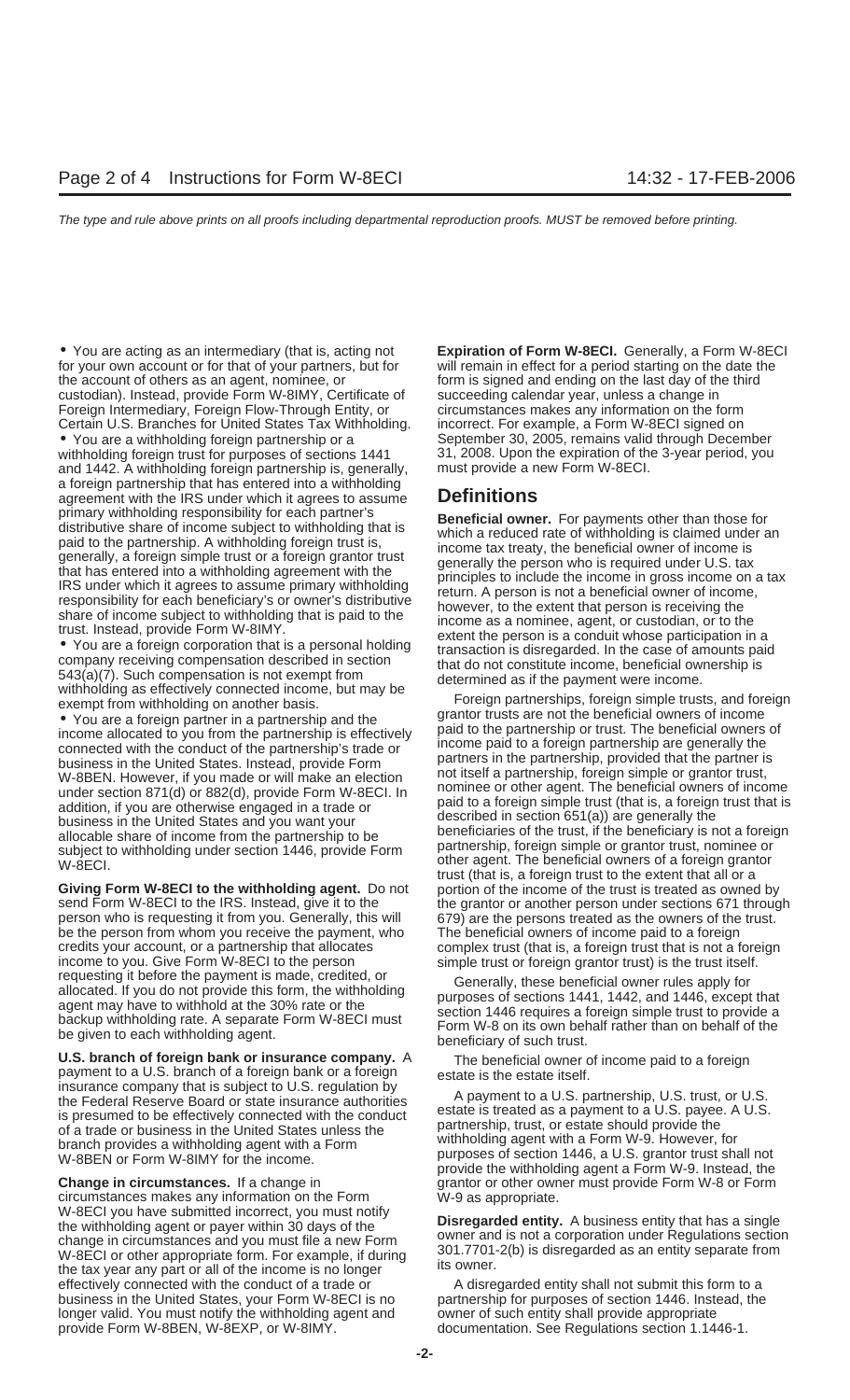- You are acting as an intermediary (that is, acting not for your own account or for that of your partners, but for the account of others as an agent, nominee, or custodian). Instead, provide Form W-8IMY, Certificate of Foreign Intermediary, Foreign Flow-Through Entity, or Certain U.S. Branches for United States Tax Withholding.
- You are a withholding foreign partnership or a withholding foreign trust for purposes of sections 1441 and 1442. A withholding foreign partnership is, generally, a foreign partnership that has entered into a withholding agreement with the IRS under which it agrees to assume primary withholding responsibility for each partner's distributive share of income subject to withholding that is paid to the partnership. A withholding foreign trust is, generally, a foreign simple trust or a foreign grantor trust that has entered into a withholding agreement with the IRS under which it agrees to assume primary withholding responsibility for each beneficiary's or owner's distributive share of income subject to withholding that is paid to the trust. Instead, provide Form W-8IMY.
- You are a foreign corporation that is a personal holding company receiving compensation described in section 543(a)(7). Such compensation is not exempt from withholding as effectively connected income, but may be exempt from withholding on another basis.
- You are a foreign partner in a partnership and the income allocated to you from the partnership is effectively connected with the conduct of the partnership's trade or business in the United States. Instead, provide Form W-8BEN. However, if you made or will make an election under section 871(d) or 882(d), provide Form W-8ECI. In addition, if you are otherwise engaged in a trade or business in the United States and you want your allocable share of income from the partnership to be subject to withholding under section 1446, provide Form W-8ECI.

**Giving Form W-8ECI to the withholding agent.** Do not send Form W-8ECI to the IRS. Instead, give it to the person who is requesting it from you. Generally, this will be the person from whom you receive the payment, who credits your account, or a partnership that allocates income to you. Give Form W-8ECI to the person requesting it before the payment is made, credited, or allocated. If you do not provide this form, the withholding agent may have to withhold at the 30% rate or the backup withholding rate. A separate Form W-8ECI must be given to each withholding agent.

**U.S. branch of foreign bank or insurance company.** A payment to a U.S. branch of a foreign bank or a foreign insurance company that is subject to U.S. regulation by the Federal Reserve Board or state insurance authorities is presumed to be effectively connected with the conduct of a trade or business in the United States unless the branch provides a withholding agent with a Form W-8BEN or Form W-8IMY for the income.

**Change in circumstances.** If a change in circumstances makes any information on the Form W-8ECI you have submitted incorrect, you must notify the withholding agent or payer within 30 days of the change in circumstances and you must file a new Form W-8ECI or other appropriate form. For example, if during the tax year any part or all of the income is no longer effectively connected with the conduct of a trade or business in the United States, your Form W-8ECI is no longer valid. You must notify the withholding agent and provide Form W-8BEN, W-8EXP, or W-8IMY.

**Expiration of Form W-8ECI.** Generally, a Form W-8ECI will remain in effect for a period starting on the date the form is signed and ending on the last day of the third succeeding calendar year, unless a change in circumstances makes any information on the form incorrect. For example, a Form W-8ECI signed on September 30, 2005, remains valid through December 31, 2008. Upon the expiration of the 3-year period, you must provide a new Form W-8ECI.

## Definitions

**Beneficial owner.** For payments other than those for which a reduced rate of withholding is claimed under an income tax treaty, the beneficial owner of income is generally the person who is required under U.S. tax principles to include the income in gross income on a tax return. A person is not a beneficial owner of income, however, to the extent that person is receiving the income as a nominee, agent, or custodian, or to the extent the person is a conduit whose participation in a transaction is disregarded. In the case of amounts paid that do not constitute income, beneficial ownership is determined as if the payment were income.

Foreign partnerships, foreign simple trusts, and foreign grantor trusts are not the beneficial owners of income paid to the partnership or trust. The beneficial owners of income paid to a foreign partnership are generally the partners in the partnership, provided that the partner is not itself a partnership, foreign simple or grantor trust, nominee or other agent. The beneficial owners of income paid to a foreign simple trust (that is, a foreign trust that is described in section 651(a)) are generally the beneficiaries of the trust, if the beneficiary is not a foreign partnership, foreign simple or grantor trust, nominee or other agent. The beneficial owners of a foreign grantor trust (that is, a foreign trust to the extent that all or a portion of the income of the trust is treated as owned by the grantor or another person under sections 671 through 679) are the persons treated as the owners of the trust. The beneficial owners of income paid to a foreign complex trust (that is, a foreign trust that is not a foreign simple trust or foreign grantor trust) is the trust itself.

Generally, these beneficial owner rules apply for purposes of sections 1441, 1442, and 1446, except that section 1446 requires a foreign simple trust to provide a Form W-8 on its own behalf rather than on behalf of the beneficiary of such trust.

The beneficial owner of income paid to a foreign estate is the estate itself.

A payment to a U.S. partnership, U.S. trust, or U.S. estate is treated as a payment to a U.S. payee. A U.S. partnership, trust, or estate should provide the withholding agent with a Form W-9. However, for purposes of section 1446, a U.S. grantor trust shall not provide the withholding agent a Form W-9. Instead, the grantor or other owner must provide Form W-8 or Form W-9 as appropriate.

**Disregarded entity.** A business entity that has a single owner and is not a corporation under Regulations section 301.7701-2(b) is disregarded as an entity separate from its owner.

A disregarded entity shall not submit this form to a partnership for purposes of section 1446. Instead, the owner of such entity shall provide appropriate documentation. See Regulations section 1.1446-1.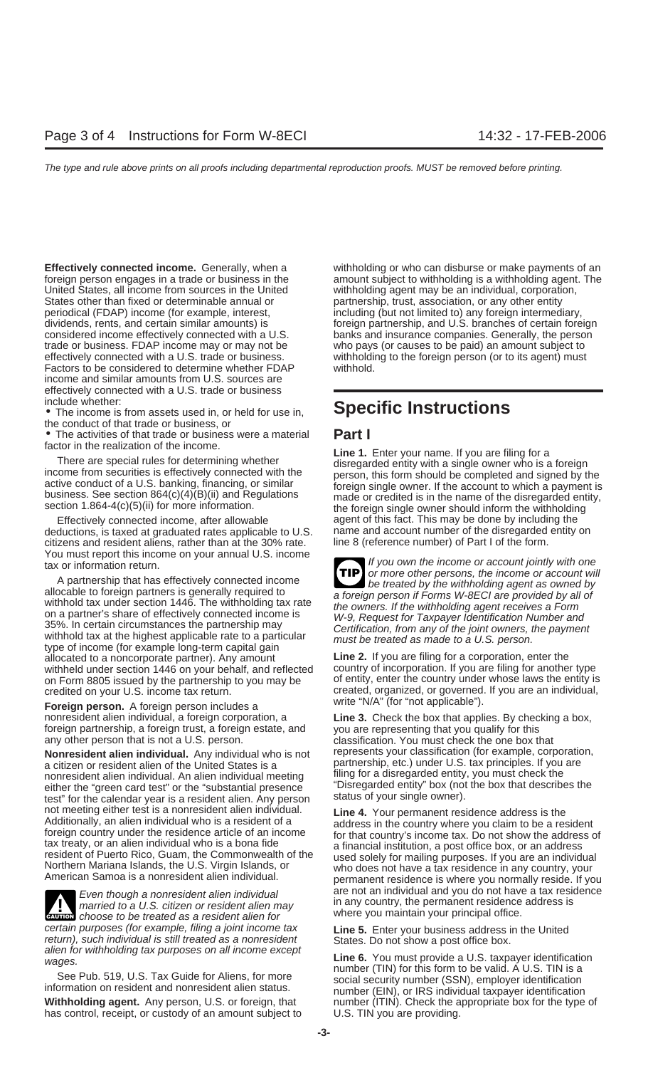**Effectively connected income.** Generally, when a foreign person engages in a trade or business in the United States, all income from sources in the United States other than fixed or determinable annual or periodical (FDAP) income (for example, interest, dividends, rents, and certain similar amounts) is considered income effectively connected with a U.S. trade or business. FDAP income may or may not be effectively connected with a U.S. trade or business. Factors to be considered to determine whether FDAP income and similar amounts from U.S. sources are effectively connected with a U.S. trade or business include whether:

- The income is from assets used in, or held for use in, the conduct of that trade or business, or
- The activities of that trade or business were a material factor in the realization of the income.

There are special rules for determining whether income from securities is effectively connected with the active conduct of a U.S. banking, financing, or similar business. See section 864(c)(4)(B)(ii) and Regulations section 1.864-4(c)(5)(ii) for more information.

Effectively connected income, after allowable deductions, is taxed at graduated rates applicable to U.S. citizens and resident aliens, rather than at the 30% rate. You must report this income on your annual U.S. income tax or information return.

A partnership that has effectively connected income allocable to foreign partners is generally required to withhold tax under section 1446. The withholding tax rate on a partner's share of effectively connected income is 35%. In certain circumstances the partnership may withhold tax at the highest applicable rate to a particular type of income (for example long-term capital gain allocated to a noncorporate partner). Any amount withheld under section 1446 on your behalf, and reflected on Form 8805 issued by the partnership to you may be credited on your U.S. income tax return.

**Foreign person.** A foreign person includes a nonresident alien individual, a foreign corporation, a foreign partnership, a foreign trust, a foreign estate, and any other person that is not a U.S. person.

**Nonresident alien individual.** Any individual who is not a citizen or resident alien of the United States is a nonresident alien individual. An alien individual meeting either the "green card test" or the "substantial presence test" for the calendar year is a resident alien. Any person not meeting either test is a nonresident alien individual. Additionally, an alien individual who is a resident of a foreign country under the residence article of an income tax treaty, or an alien individual who is a bona fide resident of Puerto Rico, Guam, the Commonwealth of the Northern Mariana Islands, the U.S. Virgin Islands, or American Samoa is a nonresident alien individual.

**CAUTION** *Even though a nonresident alien individual married to a U.S. citizen or resident alien may choose to be treated as a resident alien for certain purposes (for example, filing a joint income tax return), such individual is still treated as a nonresident alien for withholding tax purposes on all income except wages.*

See Pub. 519, U.S. Tax Guide for Aliens, for more information on resident and nonresident alien status.

**Withholding agent.** Any person, U.S. or foreign, that has control, receipt, or custody of an amount subject to withholding or who can disburse or make payments of an amount subject to withholding is a withholding agent. The withholding agent may be an individual, corporation, partnership, trust, association, or any other entity including (but not limited to) any foreign intermediary, foreign partnership, and U.S. branches of certain foreign banks and insurance companies. Generally, the person who pays (or causes to be paid) an amount subject to withholding to the foreign person (or to its agent) must withhold.

# Specific Instructions

## Part I

**Line 1.** Enter your name. If you are filing for a disregarded entity with a single owner who is a foreign person, this form should be completed and signed by the foreign single owner. If the account to which a payment is made or credited is in the name of the disregarded entity, the foreign single owner should inform the withholding agent of this fact. This may be done by including the name and account number of the disregarded entity on line 8 (reference number) of Part I of the form.

**TIP** *If you own the income or account jointly with one or more other persons, the income or account will be treated by the withholding agent as owned by a foreign person if Forms W-8ECI are provided by all of the owners. If the withholding agent receives a Form W-9, Request for Taxpayer Identification Number and Certification, from any of the joint owners, the payment must be treated as made to a U.S. person.*

**Line 2.** If you are filing for a corporation, enter the country of incorporation. If you are filing for another type of entity, enter the country under whose laws the entity is created, organized, or governed. If you are an individual, write "N/A" (for "not applicable").

**Line 3.** Check the box that applies. By checking a box, you are representing that you qualify for this classification. You must check the one box that represents your classification (for example, corporation, partnership, etc.) under U.S. tax principles. If you are filing for a disregarded entity, you must check the "Disregarded entity" box (not the box that describes the status of your single owner).

**Line 4.** Your permanent residence address is the address in the country where you claim to be a resident for that country's income tax. Do not show the address of a financial institution, a post office box, or an address used solely for mailing purposes. If you are an individual who does not have a tax residence in any country, your permanent residence is where you normally reside. If you are not an individual and you do not have a tax residence in any country, the permanent residence address is where you maintain your principal office.

**Line 5.** Enter your business address in the United States. Do not show a post office box.

**Line 6.** You must provide a U.S. taxpayer identification number (TIN) for this form to be valid. A U.S. TIN is a social security number (SSN), employer identification number (EIN), or IRS individual taxpayer identification number (ITIN). Check the appropriate box for the type of U.S. TIN you are providing.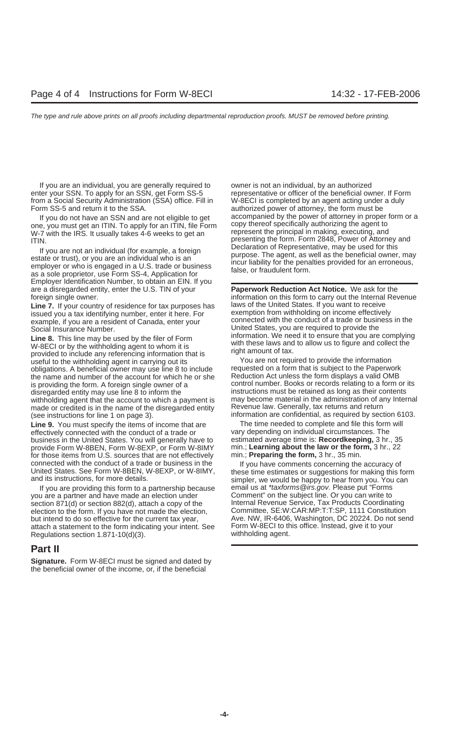If you are an individual, you are generally required to enter your SSN. To apply for an SSN, get Form SS-5 from a Social Security Administration (SSA) office. Fill in Form SS-5 and return it to the SSA.

If you do not have an SSN and are not eligible to get one, you must get an ITIN. To apply for an ITIN, file Form W-7 with the IRS. It usually takes 4-6 weeks to get an ITIN.

If you are not an individual (for example, a foreign estate or trust), or you are an individual who is an employer or who is engaged in a U.S. trade or business as a sole proprietor, use Form SS-4, Application for Employer Identification Number, to obtain an EIN. If you are a disregarded entity, enter the U.S. TIN of your foreign single owner.

**Line 7.** If your country of residence for tax purposes has issued you a tax identifying number, enter it here. For example, if you are a resident of Canada, enter your Social Insurance Number.

**Line 8.** This line may be used by the filer of Form W-8ECI or by the withholding agent to whom it is provided to include any referencing information that is useful to the withholding agent in carrying out its obligations. A beneficial owner may use line 8 to include the name and number of the account for which he or she is providing the form. A foreign single owner of a disregarded entity may use line 8 to inform the withholding agent that the account to which a payment is made or credited is in the name of the disregarded entity (see instructions for line 1 on page 3).

**Line 9.** You must specify the items of income that are effectively connected with the conduct of a trade or business in the United States. You will generally have to provide Form W-8BEN, Form W-8EXP, or Form W-8IMY for those items from U.S. sources that are not effectively connected with the conduct of a trade or business in the United States. See Form W-8BEN, W-8EXP, or W-8IMY, and its instructions, for more details.

If you are providing this form to a partnership because you are a partner and have made an election under section 871(d) or section 882(d), attach a copy of the election to the form. If you have not made the election, but intend to do so effective for the current tax year, attach a statement to the form indicating your intent. See Regulations section 1.871-10(d)(3).

## Part II

**Signature.** Form W-8ECI must be signed and dated by the beneficial owner of the income, or, if the beneficial owner is not an individual, by an authorized representative or officer of the beneficial owner. If Form W-8ECI is completed by an agent acting under a duly authorized power of attorney, the form must be accompanied by the power of attorney in proper form or a copy thereof specifically authorizing the agent to represent the principal in making, executing, and presenting the form. Form 2848, Power of Attorney and Declaration of Representative, may be used for this purpose. The agent, as well as the beneficial owner, may incur liability for the penalties provided for an erroneous, false, or fraudulent form.

**Paperwork Reduction Act Notice.** We ask for the information on this form to carry out the Internal Revenue laws of the United States. If you want to receive exemption from withholding on income effectively connected with the conduct of a trade or business in the United States, you are required to provide the information. We need it to ensure that you are complying with these laws and to allow us to figure and collect the right amount of tax.

You are not required to provide the information requested on a form that is subject to the Paperwork Reduction Act unless the form displays a valid OMB control number. Books or records relating to a form or its instructions must be retained as long as their contents may become material in the administration of any Internal Revenue law. Generally, tax returns and return information are confidential, as required by section 6103.

The time needed to complete and file this form will vary depending on individual circumstances. The estimated average time is: **Recordkeeping,** 3 hr., 35 min.; **Learning about the law or the form,** 3 hr., 22 min.; **Preparing the form,** 3 hr., 35 min.

If you have comments concerning the accuracy of these time estimates or suggestions for making this form simpler, we would be happy to hear from you. You can email us at *\*taxforms@irs.gov.* Please put "Forms Comment" on the subject line. Or you can write to Internal Revenue Service, Tax Products Coordinating Committee, SE:W:CAR:MP:T:T:SP, 1111 Constitution Ave. NW, IR-6406, Washington, DC 20224. Do not send Form W-8ECI to this office. Instead, give it to your withholding agent.